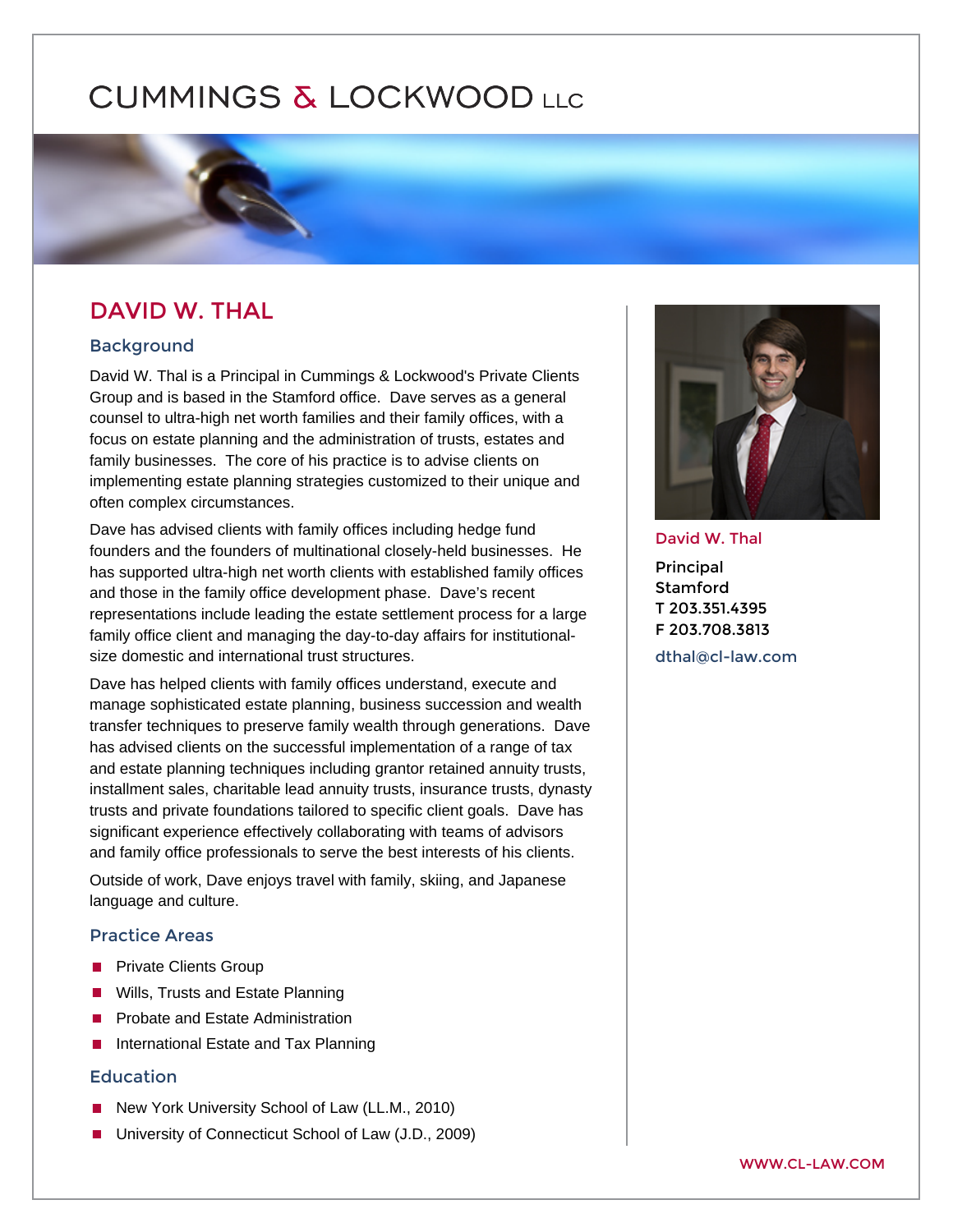# CUMMINGS & LOCKWOOD LLC

## DAVID W. THAL

### Background

David W. Thal is a Principal in Cummings & Lockwood's Private Clients Group and is based in the Stamford office. Dave serves as a general counsel to ultra-high net worth families and their family offices, with a focus on estate planning and the administration of trusts, estates and family businesses. The core of his practice is to advise clients on implementing estate planning strategies customized to their unique and often complex circumstances.

Dave has advised clients with family offices including hedge fund founders and the founders of multinational closely-held businesses. He has supported ultra-high net worth clients with established family offices and those in the family office development phase. Dave's recent representations include leading the estate settlement process for a large family office client and managing the day-to-day affairs for institutional-size domestic and international trust structures.

Dave has helped clients with family offices understand, execute and manage sophisticated estate planning, business succession and wealth transfer techniques to preserve family wealth through generations. Dave has advised clients on the successful implementation of a range of tax and estate planning techniques including grantor retained annuity trusts, installment sales, charitable lead annuity trusts, insurance trusts, dynasty trusts and private foundations tailored to specific client goals. Dave has significant experience effectively collaborating with teams of advisors and family office professionals to serve the best interests of his clients.

Outside of work, Dave enjoys travel with family, skiing, and Japanese language and culture.

### Practice Areas

- Private Clients Group
- Wills, Trusts and Estate Planning
- Probate and Estate Administration
- International Estate and Tax Planning

### Education

- New York University School of Law (LL.M., 2010)
- University of Connecticut School of Law (J.D., 2009)

**David W. Thal**

Principal
Stamford
T 203.351.4395
F 203.708.3813

dthal@cl-law.com

WWW.CL-LAW.COM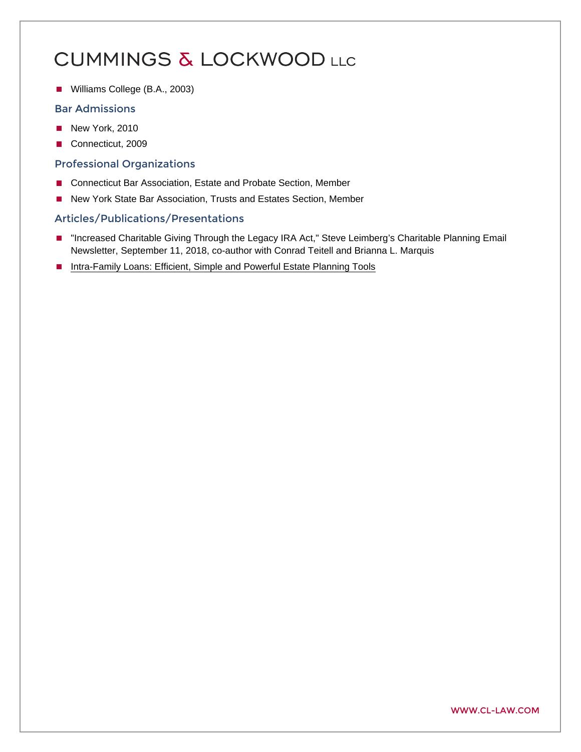- Williams College (B.A., 2003)

## Bar Admissions

- New York, 2010
- Connecticut, 2009

## Professional Organizations

- Connecticut Bar Association, Estate and Probate Section, Member
- New York State Bar Association, Trusts and Estates Section, Member

## Articles/Publications/Presentations

- "Increased Charitable Giving Through the Legacy IRA Act," Steve Leimberg's Charitable Planning Email Newsletter, September 11, 2018, co-author with Conrad Teitell and Brianna L. Marquis
- Intra-Family Loans: Efficient, Simple and Powerful Estate Planning Tools